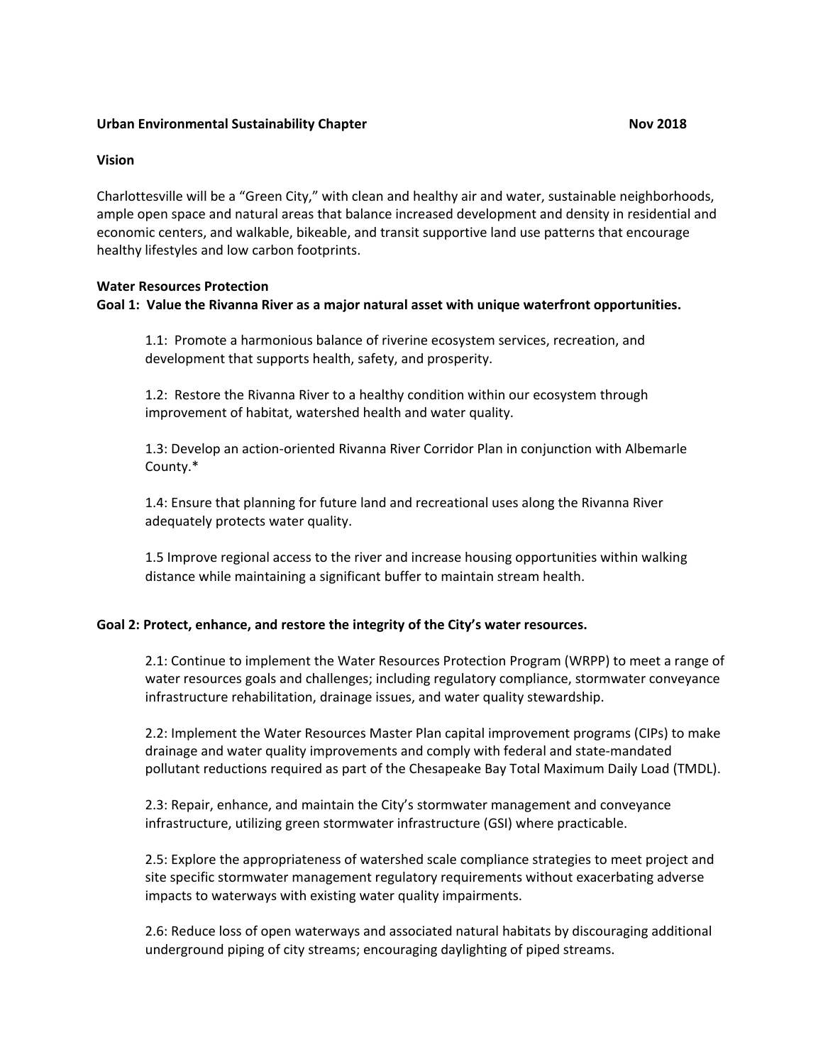**Urban Environmental Sustainability Chapter** **Nov 2018**

## Vision

Charlottesville will be a "Green City," with clean and healthy air and water, sustainable neighborhoods, ample open space and natural areas that balance increased development and density in residential and economic centers, and walkable, bikeable, and transit supportive land use patterns that encourage healthy lifestyles and low carbon footprints.

## Water Resources Protection

### Goal 1: Value the Rivanna River as a major natural asset with unique waterfront opportunities.

1.1: Promote a harmonious balance of riverine ecosystem services, recreation, and development that supports health, safety, and prosperity.

1.2: Restore the Rivanna River to a healthy condition within our ecosystem through improvement of habitat, watershed health and water quality.

1.3: Develop an action-oriented Rivanna River Corridor Plan in conjunction with Albemarle County.*

1.4: Ensure that planning for future land and recreational uses along the Rivanna River adequately protects water quality.

1.5 Improve regional access to the river and increase housing opportunities within walking distance while maintaining a significant buffer to maintain stream health.

### Goal 2: Protect, enhance, and restore the integrity of the City's water resources.

2.1: Continue to implement the Water Resources Protection Program (WRPP) to meet a range of water resources goals and challenges; including regulatory compliance, stormwater conveyance infrastructure rehabilitation, drainage issues, and water quality stewardship.

2.2: Implement the Water Resources Master Plan capital improvement programs (CIPs) to make drainage and water quality improvements and comply with federal and state-mandated pollutant reductions required as part of the Chesapeake Bay Total Maximum Daily Load (TMDL).

2.3: Repair, enhance, and maintain the City's stormwater management and conveyance infrastructure, utilizing green stormwater infrastructure (GSI) where practicable.

2.5: Explore the appropriateness of watershed scale compliance strategies to meet project and site specific stormwater management regulatory requirements without exacerbating adverse impacts to waterways with existing water quality impairments.

2.6: Reduce loss of open waterways and associated natural habitats by discouraging additional underground piping of city streams; encouraging daylighting of piped streams.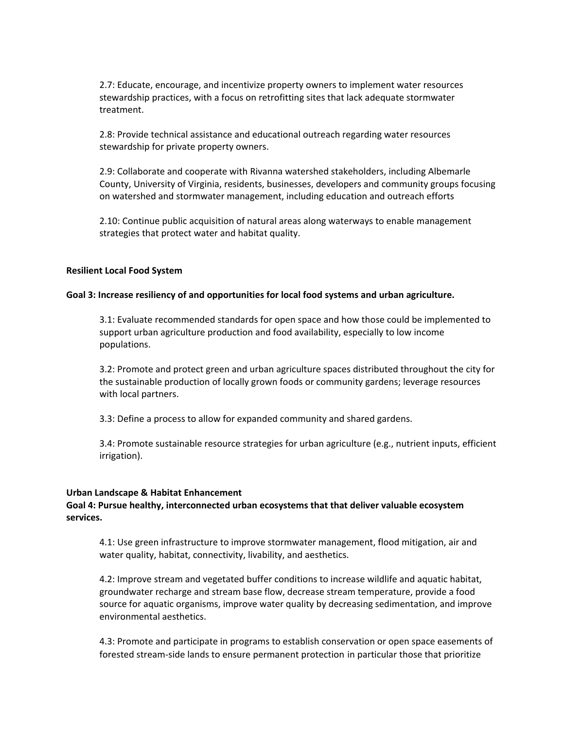2.7: Educate, encourage, and incentivize property owners to implement water resources stewardship practices, with a focus on retrofitting sites that lack adequate stormwater treatment.

2.8: Provide technical assistance and educational outreach regarding water resources stewardship for private property owners.

2.9: Collaborate and cooperate with Rivanna watershed stakeholders, including Albemarle County, University of Virginia, residents, businesses, developers and community groups focusing on watershed and stormwater management, including education and outreach efforts

2.10: Continue public acquisition of natural areas along waterways to enable management strategies that protect water and habitat quality.

**Resilient Local Food System**

**Goal 3: Increase resiliency of and opportunities for local food systems and urban agriculture.**

3.1: Evaluate recommended standards for open space and how those could be implemented to support urban agriculture production and food availability, especially to low income populations.

3.2: Promote and protect green and urban agriculture spaces distributed throughout the city for the sustainable production of locally grown foods or community gardens; leverage resources with local partners.

3.3: Define a process to allow for expanded community and shared gardens.

3.4: Promote sustainable resource strategies for urban agriculture (e.g., nutrient inputs, efficient irrigation).

**Urban Landscape & Habitat Enhancement**

**Goal 4: Pursue healthy, interconnected urban ecosystems that that deliver valuable ecosystem services.**

4.1: Use green infrastructure to improve stormwater management, flood mitigation, air and water quality, habitat, connectivity, livability, and aesthetics.

4.2: Improve stream and vegetated buffer conditions to increase wildlife and aquatic habitat, groundwater recharge and stream base flow, decrease stream temperature, provide a food source for aquatic organisms, improve water quality by decreasing sedimentation, and improve environmental aesthetics.

4.3: Promote and participate in programs to establish conservation or open space easements of forested stream-side lands to ensure permanent protection in particular those that prioritize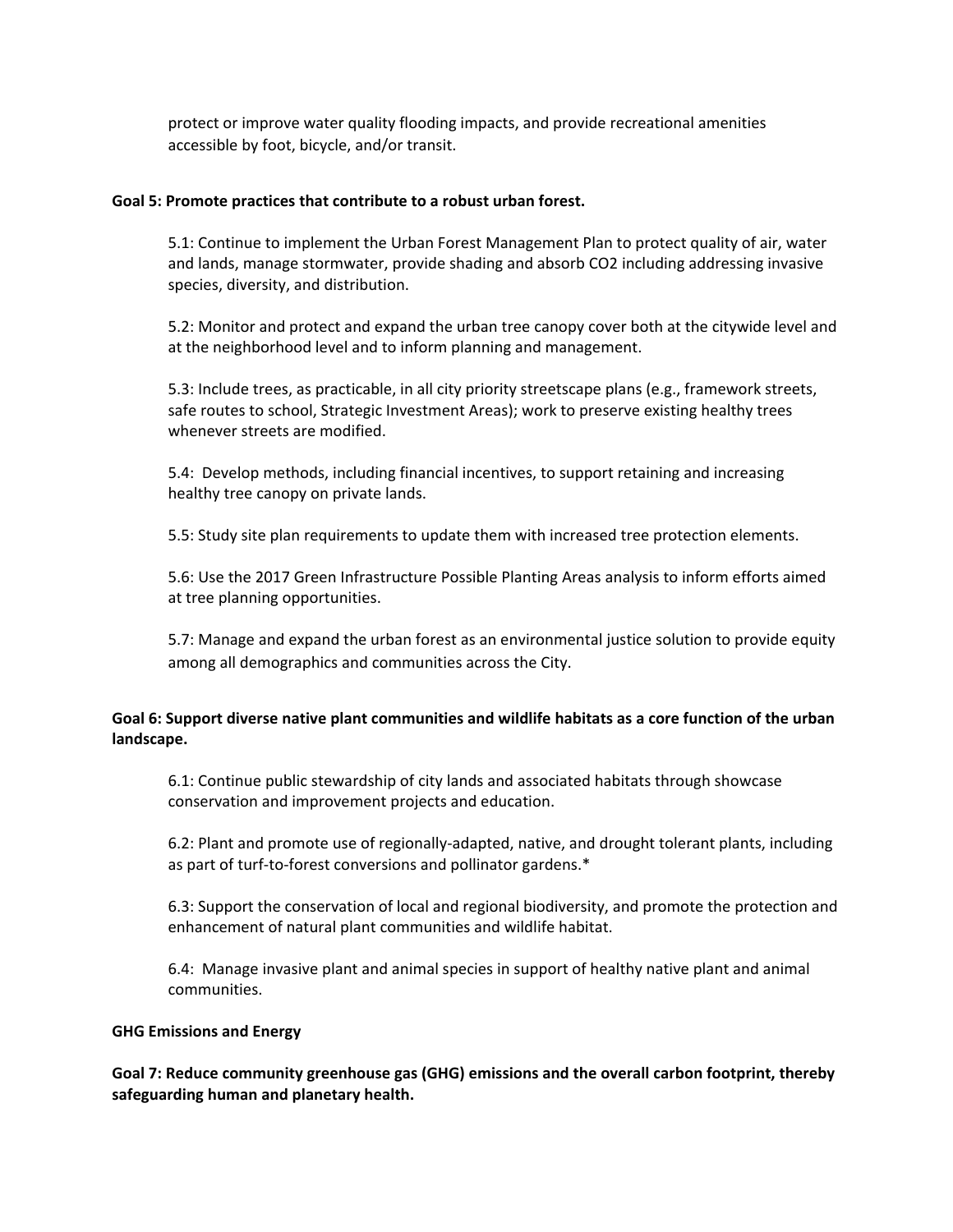protect or improve water quality flooding impacts, and provide recreational amenities accessible by foot, bicycle, and/or transit.

**Goal 5: Promote practices that contribute to a robust urban forest.**

5.1: Continue to implement the Urban Forest Management Plan to protect quality of air, water and lands, manage stormwater, provide shading and absorb $CO_2$ including addressing invasive species, diversity, and distribution.

5.2: Monitor and protect and expand the urban tree canopy cover both at the citywide level and at the neighborhood level and to inform planning and management.

5.3: Include trees, as practicable, in all city priority streetscape plans (e.g., framework streets, safe routes to school, Strategic Investment Areas); work to preserve existing healthy trees whenever streets are modified.

5.4: Develop methods, including financial incentives, to support retaining and increasing healthy tree canopy on private lands.

5.5: Study site plan requirements to update them with increased tree protection elements.

5.6: Use the 2017 Green Infrastructure Possible Planting Areas analysis to inform efforts aimed at tree planning opportunities.

5.7: Manage and expand the urban forest as an environmental justice solution to provide equity among all demographics and communities across the City.

**Goal 6: Support diverse native plant communities and wildlife habitats as a core function of the urban landscape.**

6.1: Continue public stewardship of city lands and associated habitats through showcase conservation and improvement projects and education.

6.2: Plant and promote use of regionally-adapted, native, and drought tolerant plants, including as part of turf-to-forest conversions and pollinator gardens.*

6.3: Support the conservation of local and regional biodiversity, and promote the protection and enhancement of natural plant communities and wildlife habitat.

6.4: Manage invasive plant and animal species in support of healthy native plant and animal communities.

**GHG Emissions and Energy**

**Goal 7: Reduce community greenhouse gas (GHG) emissions and the overall carbon footprint, thereby safeguarding human and planetary health.**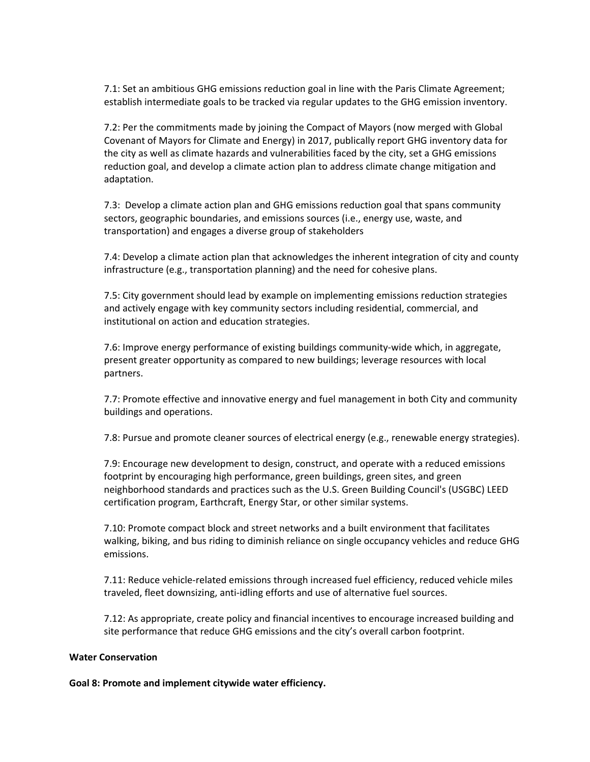7.1: Set an ambitious GHG emissions reduction goal in line with the Paris Climate Agreement; establish intermediate goals to be tracked via regular updates to the GHG emission inventory.

7.2: Per the commitments made by joining the Compact of Mayors (now merged with Global Covenant of Mayors for Climate and Energy) in 2017, publically report GHG inventory data for the city as well as climate hazards and vulnerabilities faced by the city, set a GHG emissions reduction goal, and develop a climate action plan to address climate change mitigation and adaptation.

7.3: Develop a climate action plan and GHG emissions reduction goal that spans community sectors, geographic boundaries, and emissions sources (i.e., energy use, waste, and transportation) and engages a diverse group of stakeholders

7.4: Develop a climate action plan that acknowledges the inherent integration of city and county infrastructure (e.g., transportation planning) and the need for cohesive plans.

7.5: City government should lead by example on implementing emissions reduction strategies and actively engage with key community sectors including residential, commercial, and institutional on action and education strategies.

7.6: Improve energy performance of existing buildings community-wide which, in aggregate, present greater opportunity as compared to new buildings; leverage resources with local partners.

7.7: Promote effective and innovative energy and fuel management in both City and community buildings and operations.

7.8: Pursue and promote cleaner sources of electrical energy (e.g., renewable energy strategies).

7.9: Encourage new development to design, construct, and operate with a reduced emissions footprint by encouraging high performance, green buildings, green sites, and green neighborhood standards and practices such as the U.S. Green Building Council's (USGBC) LEED certification program, Earthcraft, Energy Star, or other similar systems.

7.10: Promote compact block and street networks and a built environment that facilitates walking, biking, and bus riding to diminish reliance on single occupancy vehicles and reduce GHG emissions.

7.11: Reduce vehicle-related emissions through increased fuel efficiency, reduced vehicle miles traveled, fleet downsizing, anti-idling efforts and use of alternative fuel sources.

7.12: As appropriate, create policy and financial incentives to encourage increased building and site performance that reduce GHG emissions and the city's overall carbon footprint.

**Water Conservation**

**Goal 8: Promote and implement citywide water efficiency.**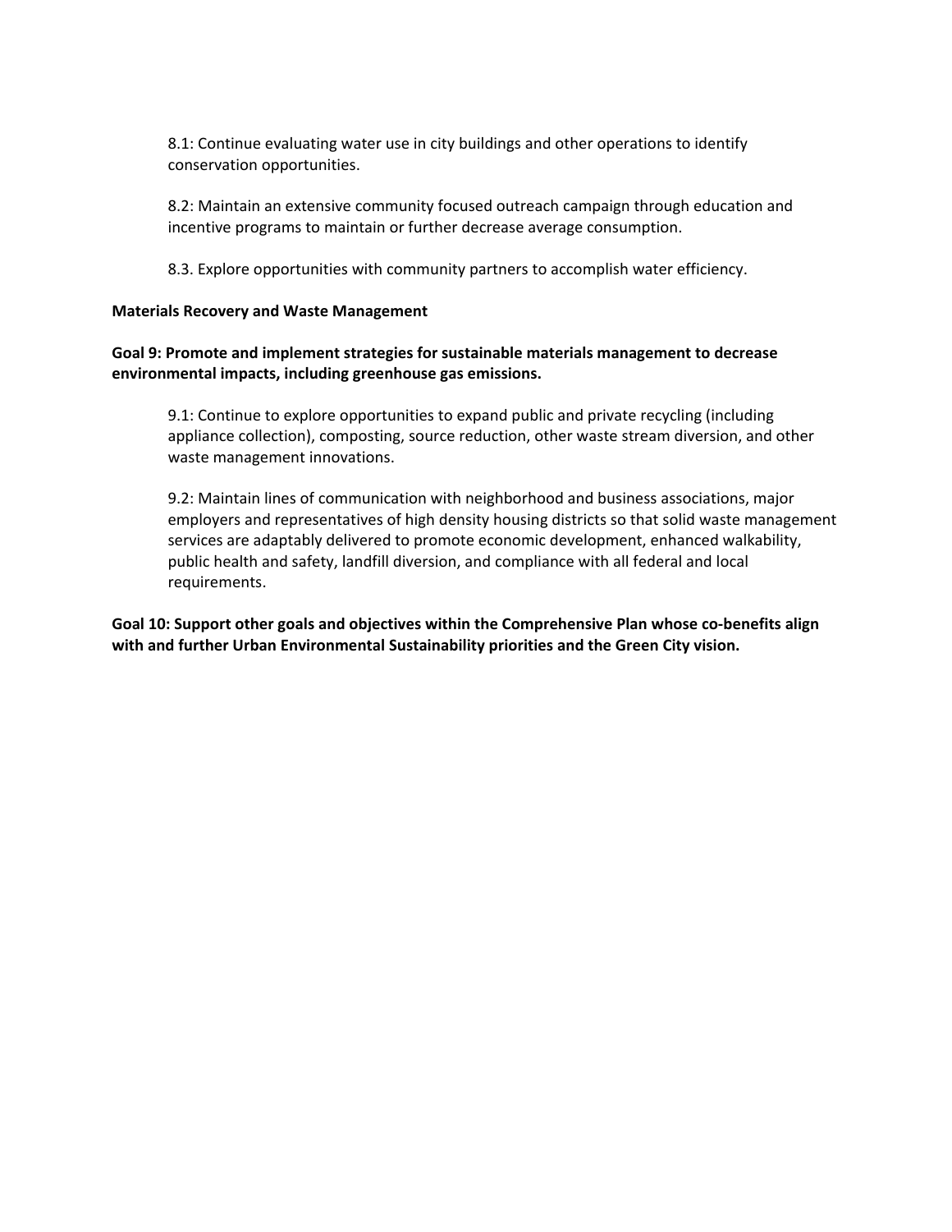8.1: Continue evaluating water use in city buildings and other operations to identify conservation opportunities.

8.2: Maintain an extensive community focused outreach campaign through education and incentive programs to maintain or further decrease average consumption.

8.3. Explore opportunities with community partners to accomplish water efficiency.

**Materials Recovery and Waste Management**

**Goal 9: Promote and implement strategies for sustainable materials management to decrease environmental impacts, including greenhouse gas emissions.**

9.1: Continue to explore opportunities to expand public and private recycling (including appliance collection), composting, source reduction, other waste stream diversion, and other waste management innovations.

9.2: Maintain lines of communication with neighborhood and business associations, major employers and representatives of high density housing districts so that solid waste management services are adaptably delivered to promote economic development, enhanced walkability, public health and safety, landfill diversion, and compliance with all federal and local requirements.

**Goal 10: Support other goals and objectives within the Comprehensive Plan whose co-benefits align with and further Urban Environmental Sustainability priorities and the Green City vision.**